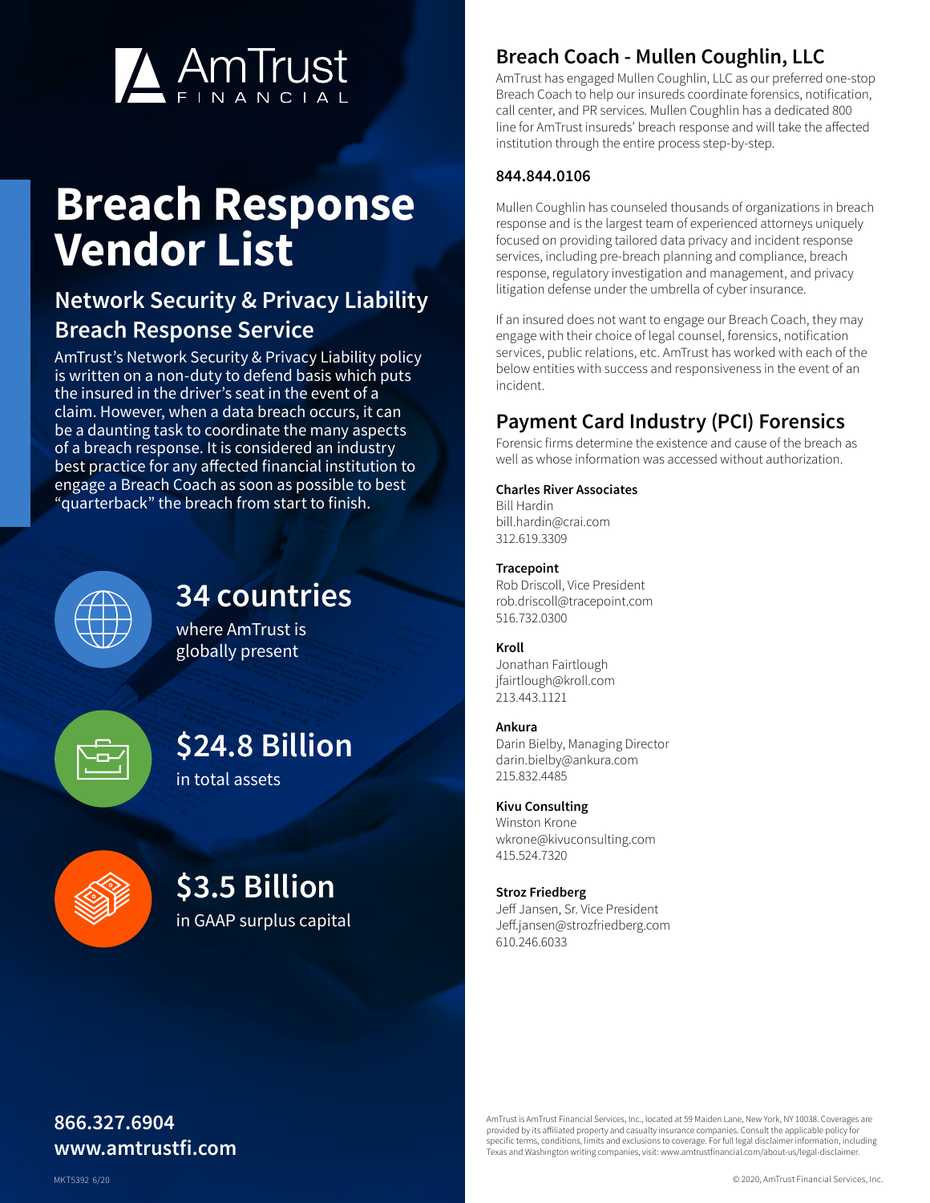AmTrust FINANCIAL

# Breach Response Vendor List

## Network Security & Privacy Liability Breach Response Service

AmTrust's Network Security & Privacy Liability policy is written on a non-duty to defend basis which puts the insured in the driver's seat in the event of a claim. However, when a data breach occurs, it can be a daunting task to coordinate the many aspects of a breach response. It is considered an industry best practice for any affected financial institution to engage a Breach Coach as soon as possible to best "quarterback" the breach from start to finish.

**34 countries**
where AmTrust is globally present

**$24.8 Billion**
in total assets

**$3.5 Billion**
in GAAP surplus capital

**866.327.6904**
**www.amtrustfi.com**

## Breach Coach - Mullen Coughlin, LLC

AmTrust has engaged Mullen Coughlin, LLC as our preferred one-stop Breach Coach to help our insureds coordinate forensics, notification, call center, and PR services. Mullen Coughlin has a dedicated 800 line for AmTrust insureds' breach response and will take the affected institution through the entire process step-by-step.

**844.844.0106**

Mullen Coughlin has counseled thousands of organizations in breach response and is the largest team of experienced attorneys uniquely focused on providing tailored data privacy and incident response services, including pre-breach planning and compliance, breach response, regulatory investigation and management, and privacy litigation defense under the umbrella of cyber insurance.

If an insured does not want to engage our Breach Coach, they may engage with their choice of legal counsel, forensics, notification services, public relations, etc. AmTrust has worked with each of the below entities with success and responsiveness in the event of an incident.

## Payment Card Industry (PCI) Forensics

Forensic firms determine the existence and cause of the breach as well as whose information was accessed without authorization.

**Charles River Associates**
Bill Hardin
bill.hardin@crai.com
312.619.3309

**Tracepoint**
Rob Driscoll, Vice President
rob.driscoll@tracepoint.com
516.732.0300

**Kroll**
Jonathan Fairtlough
jfairtlough@kroll.com
213.443.1121

**Ankura**
Darin Bielby, Managing Director
darin.bielby@ankura.com
215.832.4485

**Kivu Consulting**
Winston Krone
wkrone@kivuconsulting.com
415.524.7320

**Stroz Friedberg**
Jeff Jansen, Sr. Vice President
Jeff.jansen@strozfriedberg.com
610.246.6033

AmTrust is AmTrust Financial Services, Inc., located at 59 Maiden Lane, New York, NY 10038. Coverages are provided by its affiliated property and casualty insurance companies. Consult the applicable policy for specific terms, conditions, limits and exclusions to coverage. For full legal disclaimer information, including Texas and Washington writing companies, visit: www.amtrustfinancial.com/about-us/legal-disclaimer.

MKT5392 6/20

© 2020, AmTrust Financial Services, Inc.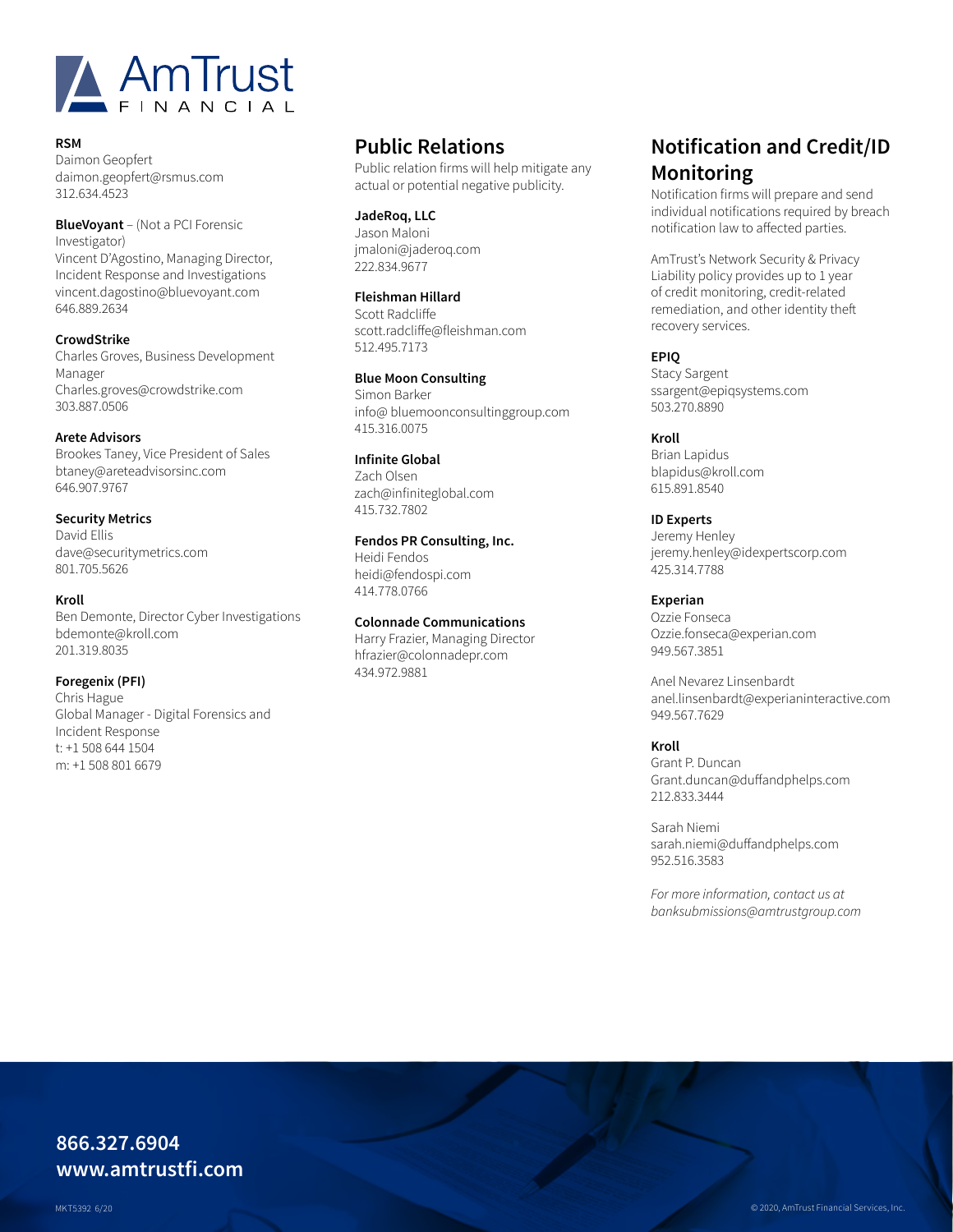**RSM**
Daimon Geopfert
daimon.geopfert@rsmus.com
312.634.4523

**BlueVoyant** – (Not a PCI Forensic Investigator)
Vincent D'Agostino, Managing Director, Incident Response and Investigations
vincent.dagostino@bluevoyant.com
646.889.2634

**CrowdStrike**
Charles Groves, Business Development Manager
Charles.groves@crowdstrike.com
303.887.0506

**Arete Advisors**
Brookes Taney, Vice President of Sales
btaney@areteadvisorsinc.com
646.907.9767

**Security Metrics**
David Ellis
dave@securitymetrics.com
801.705.5626

**Kroll**
Ben Demonte, Director Cyber Investigations
bdemonte@kroll.com
201.319.8035

**Foregenix (PFI)**
Chris Hague
Global Manager - Digital Forensics and Incident Response
t: +1 508 644 1504
m: +1 508 801 6679

## Public Relations

Public relation firms will help mitigate any actual or potential negative publicity.

**JadeRoq, LLC**
Jason Maloni
jmaloni@jaderoq.com
222.834.9677

**Fleishman Hillard**
Scott Radcliffe
scott.radcliffe@fleishman.com
512.495.7173

**Blue Moon Consulting**
Simon Barker
info@ bluemoonconsultinggroup.com
415.316.0075

**Infinite Global**
Zach Olsen
zach@infiniteglobal.com
415.732.7802

**Fendos PR Consulting, Inc.**
Heidi Fendos
heidi@fendospi.com
414.778.0766

**Colonnade Communications**
Harry Frazier, Managing Director
hfrazier@colonnadepr.com
434.972.9881

## Notification and Credit/ID Monitoring

Notification firms will prepare and send individual notifications required by breach notification law to affected parties.

AmTrust's Network Security & Privacy Liability policy provides up to 1 year of credit monitoring, credit-related remediation, and other identity theft recovery services.

**EPIQ**
Stacy Sargent
ssargent@epiqsystems.com
503.270.8890

**Kroll**
Brian Lapidus
blapidus@kroll.com
615.891.8540

**ID Experts**
Jeremy Henley
jeremy.henley@idexpertscorp.com
425.314.7788

**Experian**
Ozzie Fonseca
Ozzie.fonseca@experian.com
949.567.3851

Anel Nevarez Linsenbardt
anel.linsenbardt@experianinteractive.com
949.567.7629

**Kroll**
Grant P. Duncan
Grant.duncan@duffandphelps.com
212.833.3444

Sarah Niemi
sarah.niemi@duffandphelps.com
952.516.3583

*For more information, contact us at banksubmissions@amtrustgroup.com*

**866.327.6904**
**www.amtrustfi.com**

MKT5392 6/20

© 2020, AmTrust Financial Services, Inc.